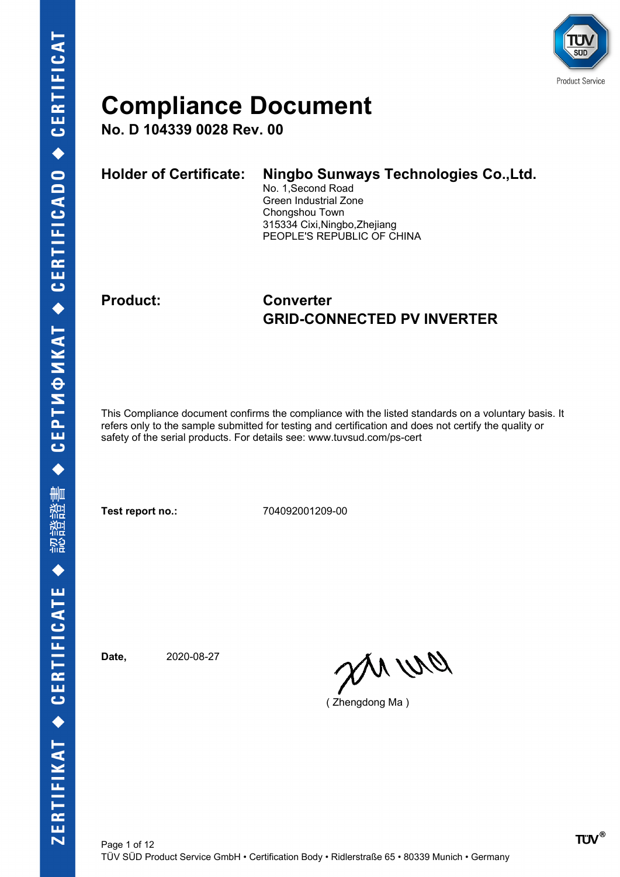# Compliance Document

**No. D 104339 0028 Rev. 00**

**Holder of Certificate:** **Ningbo Sunways Technologies Co.,Ltd.**
No. 1,Second Road
Green Industrial Zone
Chongshou Town
315334 Cixi,Ningbo,Zhejiang
PEOPLE'S REPUBLIC OF CHINA

**Product:** **Converter**
**GRID-CONNECTED PV INVERTER**

This Compliance document confirms the compliance with the listed standards on a voluntary basis. It refers only to the sample submitted for testing and certification and does not certify the quality or safety of the serial products. For details see: www.tuvsud.com/ps-cert

**Test report no.:** 704092001209-00

**Date,** 2020-08-27

( Zhengdong Ma )

TÜV SÜD Product Service GmbH • Certification Body • Ridlerstraße 65 • 80339 Munich • Germany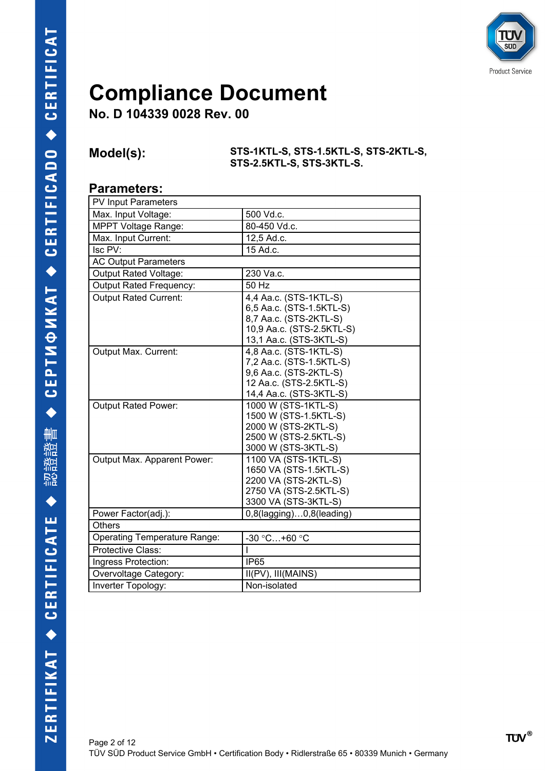# Compliance Document

**No. D 104339 0028 Rev. 00**

**Model(s):** STS-1KTL-S, STS-1.5KTL-S, STS-2KTL-S, STS-2.5KTL-S, STS-3KTL-S.

## Parameters:

| PV Input Parameters | |
|---|---|
| Max. Input Voltage: | 500 Vd.c. |
| MPPT Voltage Range: | 80-450 Vd.c. |
| Max. Input Current: | 12,5 Ad.c. |
| Isc PV: | 15 Ad.c. |
| AC Output Parameters | |
| Output Rated Voltage: | 230 Va.c. |
| Output Rated Frequency: | 50 Hz |
| Output Rated Current: | 4,4 Aa.c. (STS-1KTL-S)<br>6,5 Aa.c. (STS-1.5KTL-S)<br>8,7 Aa.c. (STS-2KTL-S)<br>10,9 Aa.c. (STS-2.5KTL-S)<br>13,1 Aa.c. (STS-3KTL-S) |
| Output Max. Current: | 4,8 Aa.c. (STS-1KTL-S)<br>7,2 Aa.c. (STS-1.5KTL-S)<br>9,6 Aa.c. (STS-2KTL-S)<br>12 Aa.c. (STS-2.5KTL-S)<br>14,4 Aa.c. (STS-3KTL-S) |
| Output Rated Power: | 1000 W (STS-1KTL-S)<br>1500 W (STS-1.5KTL-S)<br>2000 W (STS-2KTL-S)<br>2500 W (STS-2.5KTL-S)<br>3000 W (STS-3KTL-S) |
| Output Max. Apparent Power: | 1100 VA (STS-1KTL-S)<br>1650 VA (STS-1.5KTL-S)<br>2200 VA (STS-2KTL-S)<br>2750 VA (STS-2.5KTL-S)<br>3300 VA (STS-3KTL-S) |
| Power Factor(adj.): | 0,8(lagging)…0,8(leading) |
| Others | |
| Operating Temperature Range: | -30 °C…+60 °C |
| Protective Class: | I |
| Ingress Protection: | IP65 |
| Overvoltage Category: | II(PV), III(MAINS) |
| Inverter Topology: | Non-isolated |

TÜV SÜD Product Service GmbH • Certification Body • Ridlerstraße 65 • 80339 Munich • Germany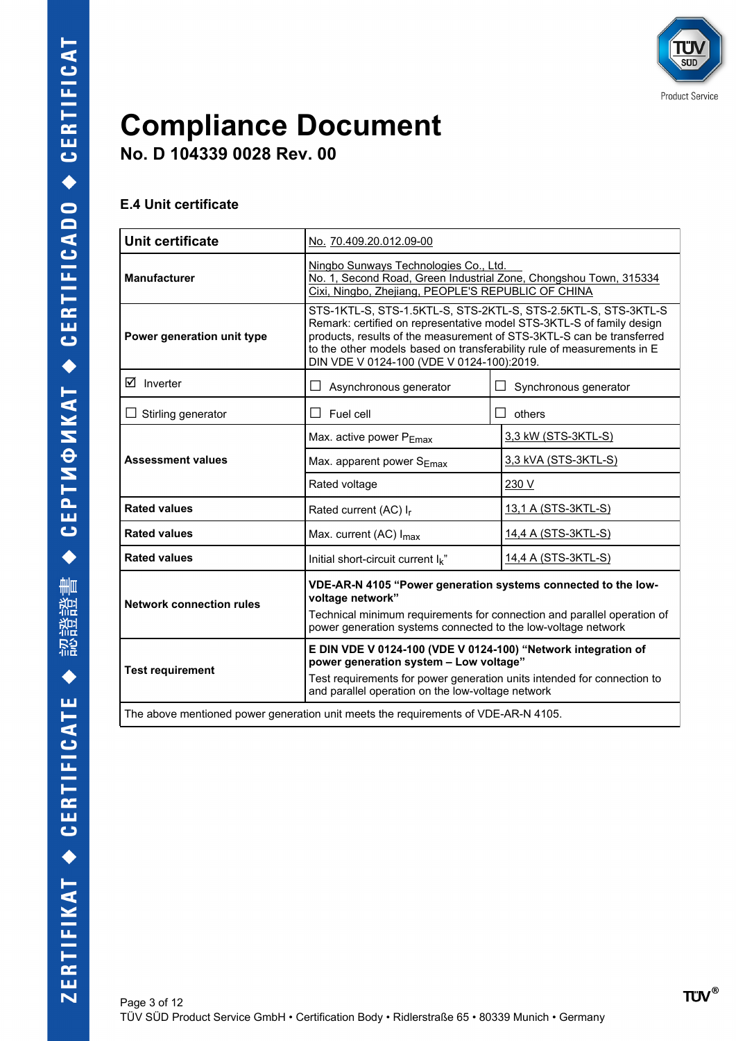# Compliance Document

## No. D 104339 0028 Rev. 00

### E.4 Unit certificate

| **Unit certificate** | No. 70.409.20.012.09-00 | |
|---|---|---|
| **Manufacturer** | Ningbo Sunways Technologies Co., Ltd.<br>No. 1, Second Road, Green Industrial Zone, Chongshou Town, 315334 Cixi, Ningbo, Zhejiang, PEOPLE'S REPUBLIC OF CHINA | |
| **Power generation unit type** | STS-1KTL-S, STS-1.5KTL-S, STS-2KTL-S, STS-2.5KTL-S, STS-3KTL-S<br>Remark: certified on representative model STS-3KTL-S of family design products, results of the measurement of STS-3KTL-S can be transferred to the other models based on transferability rule of measurements in E DIN VDE V 0124-100 (VDE V 0124-100):2019. | |
| ☑ Inverter | ☐ Asynchronous generator | ☐ Synchronous generator |
| ☐ Stirling generator | ☐ Fuel cell | ☐ others |
| **Assessment values** | Max. active power $P_{Emax}$ | 3,3 kW (STS-3KTL-S) |
| | Max. apparent power $S_{Emax}$ | 3,3 kVA (STS-3KTL-S) |
| | Rated voltage | 230 V |
| **Rated values** | Rated current (AC) $I_r$ | 13,1 A (STS-3KTL-S) |
| **Rated values** | Max. current (AC) $I_{max}$ | 14,4 A (STS-3KTL-S) |
| **Rated values** | Initial short-circuit current $I_k$" | 14,4 A (STS-3KTL-S) |
| **Network connection rules** | **VDE-AR-N 4105 "Power generation systems connected to the low-voltage network"**<br>Technical minimum requirements for connection and parallel operation of power generation systems connected to the low-voltage network | |
| **Test requirement** | **E DIN VDE V 0124-100 (VDE V 0124-100) "Network integration of power generation system – Low voltage"**<br>Test requirements for power generation units intended for connection to and parallel operation on the low-voltage network | |
| The above mentioned power generation unit meets the requirements of VDE-AR-N 4105. | | |

TÜV SÜD Product Service GmbH • Certification Body • Ridlerstraße 65 • 80339 Munich • Germany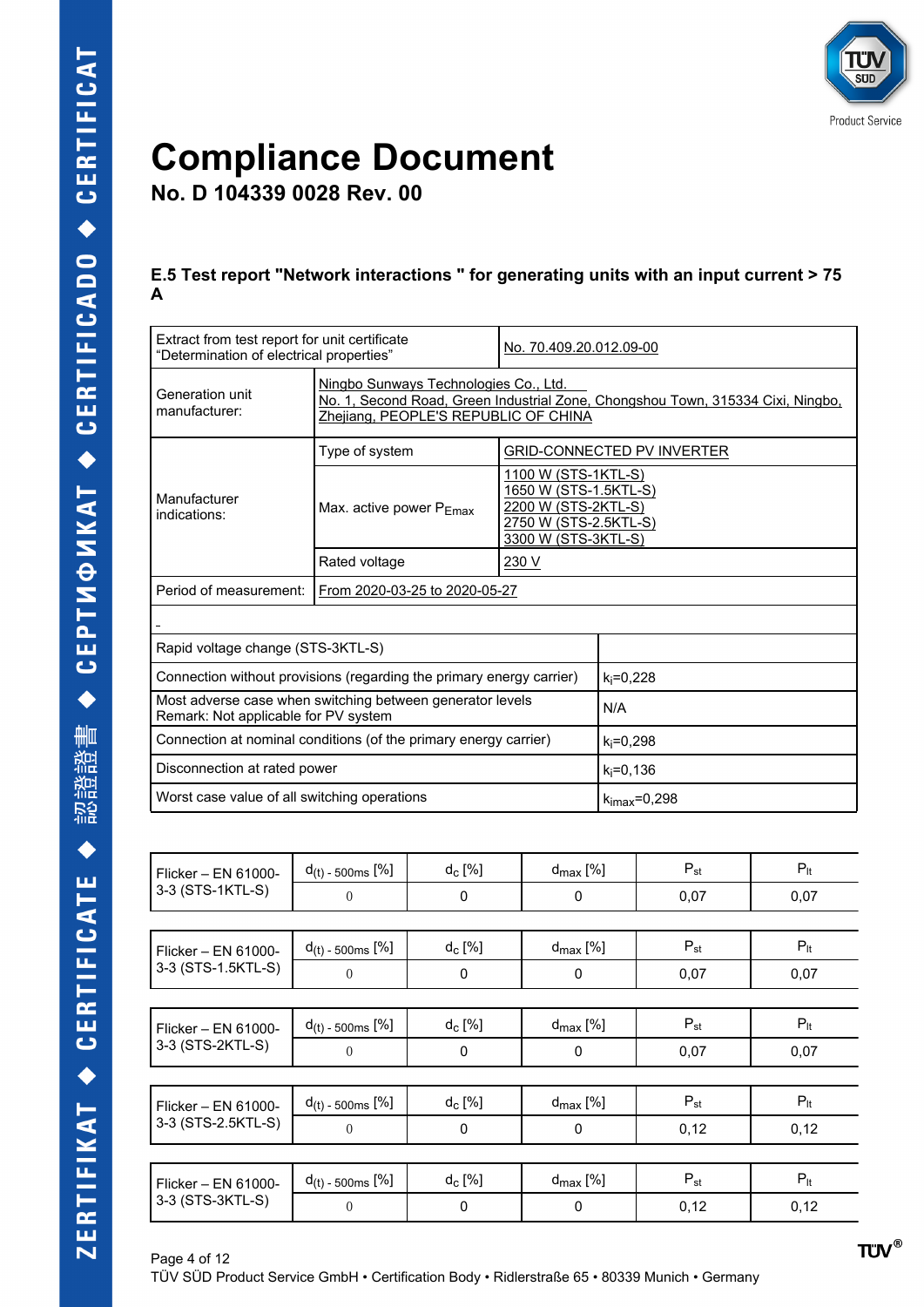# Compliance Document

**No. D 104339 0028 Rev. 00**

### E.5 Test report "Network interactions " for generating units with an input current > 75 A

| | | |
|---|---|---|
| Extract from test report for unit certificate "Determination of electrical properties" | | No. 70.409.20.012.09-00 |
| Generation unit manufacturer: | Ningbo Sunways Technologies Co., Ltd. No. 1, Second Road, Green Industrial Zone, Chongshou Town, 315334 Cixi, Ningbo, Zhejiang, PEOPLE'S REPUBLIC OF CHINA | |
| Manufacturer indications: | Type of system | GRID-CONNECTED PV INVERTER |
| | Max. active power $P_{Emax}$ | 1100 W (STS-1KTL-S)<br>1650 W (STS-1.5KTL-S)<br>2200 W (STS-2KTL-S)<br>2750 W (STS-2.5KTL-S)<br>3300 W (STS-3KTL-S) |
| | Rated voltage | 230 V |
| Period of measurement: | From 2020-03-25 to 2020-05-27 | |
| - | | |

| Rapid voltage change (STS-3KTL-S) | |
|---|---|
| Connection without provisions (regarding the primary energy carrier) | $k_i$=0,228 |
| Most adverse case when switching between generator levels<br>Remark: Not applicable for PV system | N/A |
| Connection at nominal conditions (of the primary energy carrier) | $k_i$=0,298 |
| Disconnection at rated power | $k_i$=0,136 |
| Worst case value of all switching operations | $k_{imax}$=0,298 |

| Flicker – EN 61000-3-3 (STS-1KTL-S) | $d_{(t) - 500ms}$ [%] | $d_c$ [%] | $d_{max}$ [%] | $P_{st}$ | $P_{lt}$ |
|---|---|---|---|---|---|
| | 0 | 0 | 0 | 0,07 | 0,07 |

| Flicker – EN 61000-3-3 (STS-1.5KTL-S) | $d_{(t) - 500ms}$ [%] | $d_c$ [%] | $d_{max}$ [%] | $P_{st}$ | $P_{lt}$ |
|---|---|---|---|---|---|
| | 0 | 0 | 0 | 0,07 | 0,07 |

| Flicker – EN 61000-3-3 (STS-2KTL-S) | $d_{(t) - 500ms}$ [%] | $d_c$ [%] | $d_{max}$ [%] | $P_{st}$ | $P_{lt}$ |
|---|---|---|---|---|---|
| | 0 | 0 | 0 | 0,07 | 0,07 |

| Flicker – EN 61000-3-3 (STS-2.5KTL-S) | $d_{(t) - 500ms}$ [%] | $d_c$ [%] | $d_{max}$ [%] | $P_{st}$ | $P_{lt}$ |
|---|---|---|---|---|---|
| | 0 | 0 | 0 | 0,12 | 0,12 |

| Flicker – EN 61000-3-3 (STS-3KTL-S) | $d_{(t) - 500ms}$ [%] | $d_c$ [%] | $d_{max}$ [%] | $P_{st}$ | $P_{lt}$ |
|---|---|---|---|---|---|
| | 0 | 0 | 0 | 0,12 | 0,12 |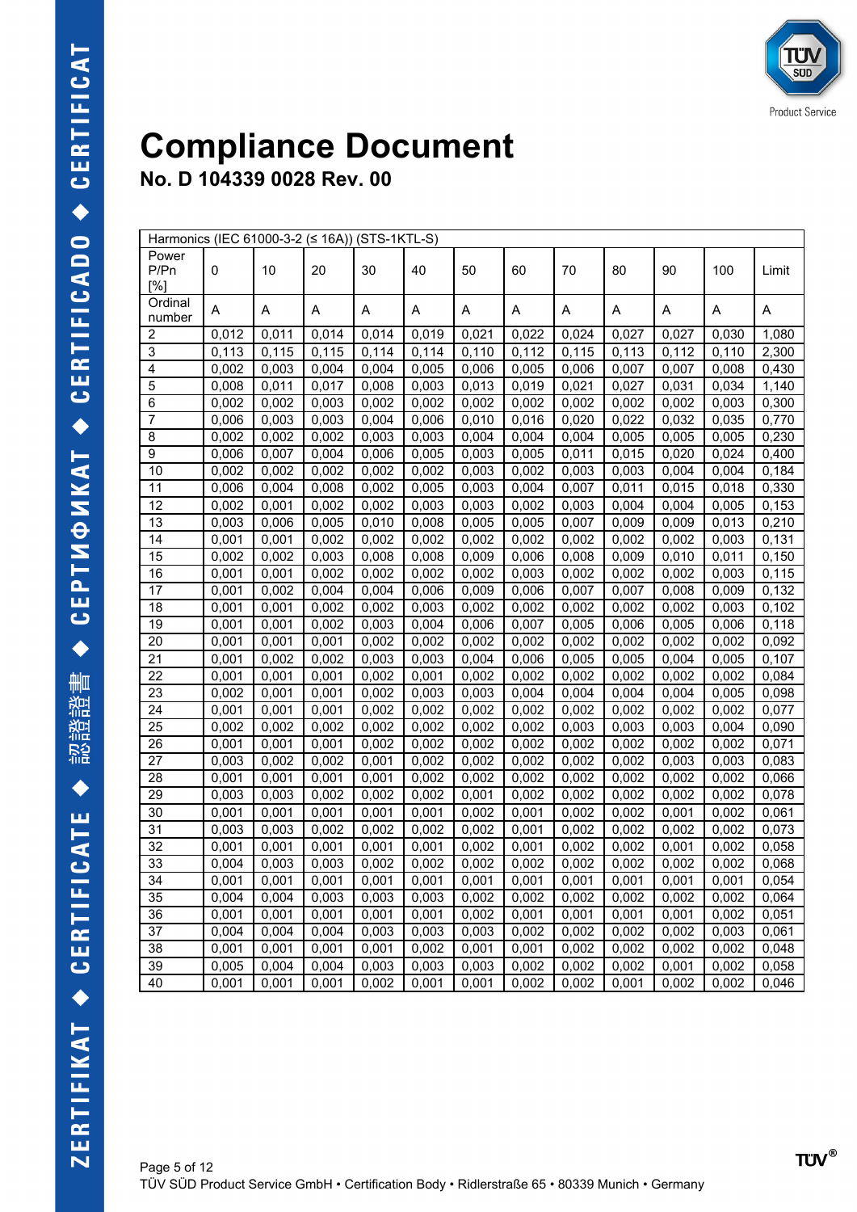# Compliance Document

## No. D 104339 0028 Rev. 00

| Harmonics (IEC 61000-3-2 (≤ 16A)) (STS-1KTL-S) | | | | | | | | | | | | |
|---|---|---|---|---|---|---|---|---|---|---|---|---|
| Power P/Pn [%] | 0 | 10 | 20 | 30 | 40 | 50 | 60 | 70 | 80 | 90 | 100 | Limit |
| Ordinal number | A | A | A | A | A | A | A | A | A | A | A | A |
| 2 | 0,012 | 0,011 | 0,014 | 0,014 | 0,019 | 0,021 | 0,022 | 0,024 | 0,027 | 0,027 | 0,030 | 1,080 |
| 3 | 0,113 | 0,115 | 0,115 | 0,114 | 0,114 | 0,110 | 0,112 | 0,115 | 0,113 | 0,112 | 0,110 | 2,300 |
| 4 | 0,002 | 0,003 | 0,004 | 0,004 | 0,005 | 0,006 | 0,005 | 0,006 | 0,007 | 0,007 | 0,008 | 0,430 |
| 5 | 0,008 | 0,011 | 0,017 | 0,008 | 0,003 | 0,013 | 0,019 | 0,021 | 0,027 | 0,031 | 0,034 | 1,140 |
| 6 | 0,002 | 0,002 | 0,003 | 0,002 | 0,002 | 0,002 | 0,002 | 0,002 | 0,002 | 0,002 | 0,003 | 0,300 |
| 7 | 0,006 | 0,003 | 0,003 | 0,004 | 0,006 | 0,010 | 0,016 | 0,020 | 0,022 | 0,032 | 0,035 | 0,770 |
| 8 | 0,002 | 0,002 | 0,002 | 0,003 | 0,003 | 0,004 | 0,004 | 0,004 | 0,005 | 0,005 | 0,005 | 0,230 |
| 9 | 0,006 | 0,007 | 0,004 | 0,006 | 0,005 | 0,003 | 0,005 | 0,011 | 0,015 | 0,020 | 0,024 | 0,400 |
| 10 | 0,002 | 0,002 | 0,002 | 0,002 | 0,002 | 0,003 | 0,002 | 0,003 | 0,003 | 0,004 | 0,004 | 0,184 |
| 11 | 0,006 | 0,004 | 0,008 | 0,002 | 0,005 | 0,003 | 0,004 | 0,007 | 0,011 | 0,015 | 0,018 | 0,330 |
| 12 | 0,002 | 0,001 | 0,002 | 0,002 | 0,003 | 0,003 | 0,002 | 0,003 | 0,004 | 0,004 | 0,005 | 0,153 |
| 13 | 0,003 | 0,006 | 0,005 | 0,010 | 0,008 | 0,005 | 0,005 | 0,007 | 0,009 | 0,009 | 0,013 | 0,210 |
| 14 | 0,001 | 0,001 | 0,002 | 0,002 | 0,002 | 0,002 | 0,002 | 0,002 | 0,002 | 0,002 | 0,003 | 0,131 |
| 15 | 0,002 | 0,002 | 0,003 | 0,008 | 0,008 | 0,009 | 0,006 | 0,008 | 0,009 | 0,010 | 0,011 | 0,150 |
| 16 | 0,001 | 0,001 | 0,002 | 0,002 | 0,002 | 0,002 | 0,003 | 0,002 | 0,002 | 0,002 | 0,003 | 0,115 |
| 17 | 0,001 | 0,002 | 0,004 | 0,004 | 0,006 | 0,009 | 0,006 | 0,007 | 0,007 | 0,008 | 0,009 | 0,132 |
| 18 | 0,001 | 0,001 | 0,002 | 0,002 | 0,003 | 0,002 | 0,002 | 0,002 | 0,002 | 0,002 | 0,003 | 0,102 |
| 19 | 0,001 | 0,001 | 0,002 | 0,003 | 0,004 | 0,006 | 0,007 | 0,005 | 0,006 | 0,005 | 0,006 | 0,118 |
| 20 | 0,001 | 0,001 | 0,001 | 0,002 | 0,002 | 0,002 | 0,002 | 0,002 | 0,002 | 0,002 | 0,002 | 0,092 |
| 21 | 0,001 | 0,002 | 0,002 | 0,002 | 0,003 | 0,004 | 0,006 | 0,005 | 0,005 | 0,004 | 0,005 | 0,107 |
| 22 | 0,001 | 0,001 | 0,001 | 0,002 | 0,001 | 0,002 | 0,002 | 0,002 | 0,002 | 0,002 | 0,002 | 0,084 |
| 23 | 0,002 | 0,001 | 0,001 | 0,002 | 0,003 | 0,003 | 0,004 | 0,004 | 0,004 | 0,004 | 0,005 | 0,098 |
| 24 | 0,001 | 0,001 | 0,001 | 0,002 | 0,002 | 0,002 | 0,002 | 0,002 | 0,002 | 0,002 | 0,002 | 0,077 |
| 25 | 0,002 | 0,002 | 0,002 | 0,002 | 0,002 | 0,002 | 0,002 | 0,003 | 0,003 | 0,003 | 0,004 | 0,090 |
| 26 | 0,001 | 0,001 | 0,001 | 0,002 | 0,002 | 0,002 | 0,002 | 0,002 | 0,002 | 0,002 | 0,002 | 0,071 |
| 27 | 0,003 | 0,002 | 0,002 | 0,001 | 0,002 | 0,002 | 0,002 | 0,002 | 0,002 | 0,003 | 0,003 | 0,083 |
| 28 | 0,001 | 0,001 | 0,001 | 0,001 | 0,002 | 0,002 | 0,002 | 0,002 | 0,002 | 0,002 | 0,002 | 0,066 |
| 29 | 0,003 | 0,003 | 0,002 | 0,002 | 0,002 | 0,001 | 0,002 | 0,002 | 0,002 | 0,002 | 0,002 | 0,078 |
| 30 | 0,001 | 0,001 | 0,001 | 0,001 | 0,001 | 0,002 | 0,001 | 0,002 | 0,002 | 0,001 | 0,002 | 0,061 |
| 31 | 0,003 | 0,003 | 0,002 | 0,002 | 0,002 | 0,002 | 0,001 | 0,002 | 0,002 | 0,002 | 0,002 | 0,073 |
| 32 | 0,001 | 0,001 | 0,001 | 0,001 | 0,001 | 0,002 | 0,001 | 0,002 | 0,002 | 0,001 | 0,002 | 0,058 |
| 33 | 0,004 | 0,003 | 0,003 | 0,002 | 0,002 | 0,002 | 0,002 | 0,002 | 0,002 | 0,002 | 0,002 | 0,068 |
| 34 | 0,001 | 0,001 | 0,001 | 0,001 | 0,001 | 0,001 | 0,001 | 0,001 | 0,001 | 0,001 | 0,001 | 0,054 |
| 35 | 0,004 | 0,004 | 0,003 | 0,003 | 0,003 | 0,002 | 0,002 | 0,002 | 0,002 | 0,002 | 0,002 | 0,064 |
| 36 | 0,001 | 0,001 | 0,001 | 0,001 | 0,001 | 0,002 | 0,001 | 0,001 | 0,001 | 0,001 | 0,002 | 0,051 |
| 37 | 0,004 | 0,004 | 0,004 | 0,003 | 0,003 | 0,003 | 0,002 | 0,002 | 0,002 | 0,002 | 0,003 | 0,061 |
| 38 | 0,001 | 0,001 | 0,001 | 0,001 | 0,002 | 0,001 | 0,001 | 0,002 | 0,002 | 0,002 | 0,002 | 0,048 |
| 39 | 0,005 | 0,004 | 0,004 | 0,003 | 0,003 | 0,003 | 0,002 | 0,002 | 0,002 | 0,001 | 0,002 | 0,058 |
| 40 | 0,001 | 0,001 | 0,001 | 0,002 | 0,001 | 0,001 | 0,002 | 0,002 | 0,001 | 0,002 | 0,002 | 0,046 |

TÜV SÜD Product Service GmbH • Certification Body • Ridlerstraße 65 • 80339 Munich • Germany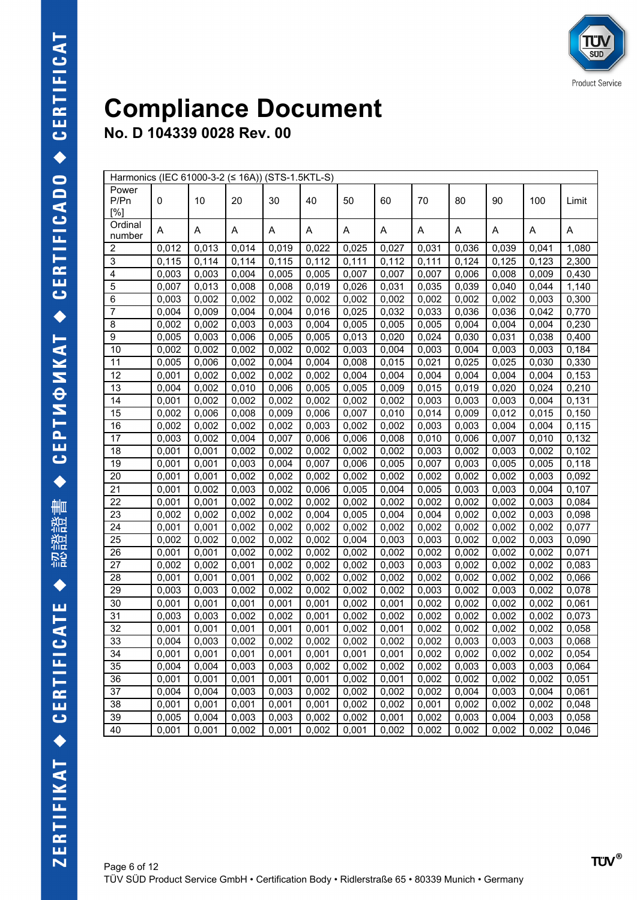# Compliance Document

## No. D 104339 0028 Rev. 00

| Harmonics (IEC 61000-3-2 (≤ 16A)) (STS-1.5KTL-S) | | | | | | | | | | | | |
|---|---|---|---|---|---|---|---|---|---|---|---|---|
| Power P/Pn [%] | 0 | 10 | 20 | 30 | 40 | 50 | 60 | 70 | 80 | 90 | 100 | Limit |
| Ordinal number | A | A | A | A | A | A | A | A | A | A | A | A |
| 2 | 0,012 | 0,013 | 0,014 | 0,019 | 0,022 | 0,025 | 0,027 | 0,031 | 0,036 | 0,039 | 0,041 | 1,080 |
| 3 | 0,115 | 0,114 | 0,114 | 0,115 | 0,112 | 0,111 | 0,112 | 0,111 | 0,124 | 0,125 | 0,123 | 2,300 |
| 4 | 0,003 | 0,003 | 0,004 | 0,005 | 0,005 | 0,007 | 0,007 | 0,007 | 0,006 | 0,008 | 0,009 | 0,430 |
| 5 | 0,007 | 0,013 | 0,008 | 0,008 | 0,019 | 0,026 | 0,031 | 0,035 | 0,039 | 0,040 | 0,044 | 1,140 |
| 6 | 0,003 | 0,002 | 0,002 | 0,002 | 0,002 | 0,002 | 0,002 | 0,002 | 0,002 | 0,002 | 0,003 | 0,300 |
| 7 | 0,004 | 0,009 | 0,004 | 0,004 | 0,016 | 0,025 | 0,032 | 0,033 | 0,036 | 0,036 | 0,042 | 0,770 |
| 8 | 0,002 | 0,002 | 0,003 | 0,003 | 0,004 | 0,005 | 0,005 | 0,005 | 0,004 | 0,004 | 0,004 | 0,230 |
| 9 | 0,005 | 0,003 | 0,006 | 0,005 | 0,005 | 0,013 | 0,020 | 0,024 | 0,030 | 0,031 | 0,038 | 0,400 |
| 10 | 0,002 | 0,002 | 0,002 | 0,002 | 0,002 | 0,003 | 0,004 | 0,003 | 0,004 | 0,003 | 0,003 | 0,184 |
| 11 | 0,005 | 0,006 | 0,002 | 0,004 | 0,004 | 0,008 | 0,015 | 0,021 | 0,025 | 0,025 | 0,030 | 0,330 |
| 12 | 0,001 | 0,002 | 0,002 | 0,002 | 0,002 | 0,004 | 0,004 | 0,004 | 0,004 | 0,004 | 0,004 | 0,153 |
| 13 | 0,004 | 0,002 | 0,010 | 0,006 | 0,005 | 0,005 | 0,009 | 0,015 | 0,019 | 0,020 | 0,024 | 0,210 |
| 14 | 0,001 | 0,002 | 0,002 | 0,002 | 0,002 | 0,002 | 0,002 | 0,003 | 0,003 | 0,003 | 0,004 | 0,131 |
| 15 | 0,002 | 0,006 | 0,008 | 0,009 | 0,006 | 0,007 | 0,010 | 0,014 | 0,009 | 0,012 | 0,015 | 0,150 |
| 16 | 0,002 | 0,002 | 0,002 | 0,002 | 0,003 | 0,002 | 0,002 | 0,003 | 0,003 | 0,004 | 0,004 | 0,115 |
| 17 | 0,003 | 0,002 | 0,004 | 0,007 | 0,006 | 0,006 | 0,008 | 0,010 | 0,006 | 0,007 | 0,010 | 0,132 |
| 18 | 0,001 | 0,001 | 0,002 | 0,002 | 0,002 | 0,002 | 0,002 | 0,003 | 0,002 | 0,003 | 0,002 | 0,102 |
| 19 | 0,001 | 0,001 | 0,003 | 0,004 | 0,007 | 0,006 | 0,005 | 0,007 | 0,003 | 0,005 | 0,005 | 0,118 |
| 20 | 0,001 | 0,001 | 0,002 | 0,002 | 0,002 | 0,002 | 0,002 | 0,002 | 0,002 | 0,002 | 0,003 | 0,092 |
| 21 | 0,001 | 0,002 | 0,003 | 0,002 | 0,006 | 0,005 | 0,004 | 0,005 | 0,003 | 0,003 | 0,004 | 0,107 |
| 22 | 0,001 | 0,001 | 0,002 | 0,002 | 0,002 | 0,002 | 0,002 | 0,002 | 0,002 | 0,002 | 0,003 | 0,084 |
| 23 | 0,002 | 0,002 | 0,002 | 0,002 | 0,004 | 0,005 | 0,004 | 0,004 | 0,002 | 0,002 | 0,003 | 0,098 |
| 24 | 0,001 | 0,001 | 0,002 | 0,002 | 0,002 | 0,002 | 0,002 | 0,002 | 0,002 | 0,002 | 0,002 | 0,077 |
| 25 | 0,002 | 0,002 | 0,002 | 0,002 | 0,002 | 0,004 | 0,003 | 0,003 | 0,002 | 0,002 | 0,003 | 0,090 |
| 26 | 0,001 | 0,001 | 0,002 | 0,002 | 0,002 | 0,002 | 0,002 | 0,002 | 0,002 | 0,002 | 0,002 | 0,071 |
| 27 | 0,002 | 0,002 | 0,001 | 0,002 | 0,002 | 0,002 | 0,003 | 0,003 | 0,002 | 0,002 | 0,002 | 0,083 |
| 28 | 0,001 | 0,001 | 0,001 | 0,002 | 0,002 | 0,002 | 0,002 | 0,002 | 0,002 | 0,002 | 0,002 | 0,066 |
| 29 | 0,003 | 0,003 | 0,002 | 0,002 | 0,002 | 0,002 | 0,002 | 0,003 | 0,002 | 0,003 | 0,002 | 0,078 |
| 30 | 0,001 | 0,001 | 0,001 | 0,001 | 0,001 | 0,002 | 0,001 | 0,002 | 0,002 | 0,002 | 0,002 | 0,061 |
| 31 | 0,003 | 0,003 | 0,002 | 0,002 | 0,001 | 0,002 | 0,002 | 0,002 | 0,002 | 0,002 | 0,002 | 0,073 |
| 32 | 0,001 | 0,001 | 0,001 | 0,001 | 0,001 | 0,002 | 0,001 | 0,002 | 0,002 | 0,002 | 0,002 | 0,058 |
| 33 | 0,004 | 0,003 | 0,002 | 0,002 | 0,002 | 0,002 | 0,002 | 0,002 | 0,003 | 0,003 | 0,003 | 0,068 |
| 34 | 0,001 | 0,001 | 0,001 | 0,001 | 0,001 | 0,001 | 0,001 | 0,002 | 0,002 | 0,002 | 0,002 | 0,054 |
| 35 | 0,004 | 0,004 | 0,003 | 0,003 | 0,002 | 0,002 | 0,002 | 0,002 | 0,003 | 0,003 | 0,003 | 0,064 |
| 36 | 0,001 | 0,001 | 0,001 | 0,001 | 0,001 | 0,002 | 0,001 | 0,002 | 0,002 | 0,002 | 0,002 | 0,051 |
| 37 | 0,004 | 0,004 | 0,003 | 0,003 | 0,002 | 0,002 | 0,002 | 0,002 | 0,004 | 0,003 | 0,004 | 0,061 |
| 38 | 0,001 | 0,001 | 0,001 | 0,001 | 0,001 | 0,002 | 0,002 | 0,001 | 0,002 | 0,002 | 0,002 | 0,048 |
| 39 | 0,005 | 0,004 | 0,003 | 0,003 | 0,002 | 0,002 | 0,001 | 0,002 | 0,003 | 0,004 | 0,003 | 0,058 |
| 40 | 0,001 | 0,001 | 0,002 | 0,001 | 0,002 | 0,001 | 0,002 | 0,002 | 0,002 | 0,002 | 0,002 | 0,046 |

TÜV SÜD Product Service GmbH • Certification Body • Ridlerstraße 65 • 80339 Munich • Germany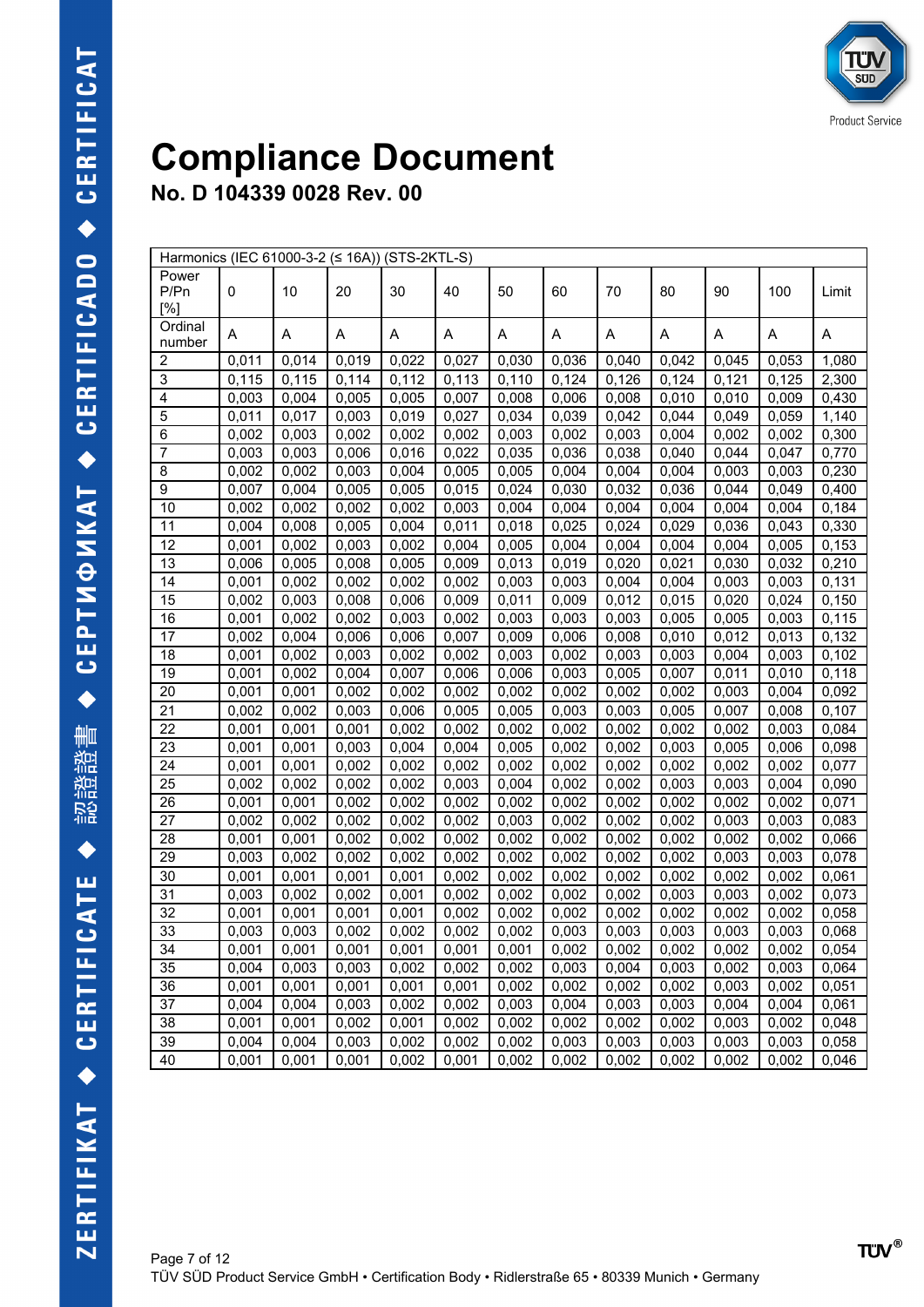# Compliance Document

## No. D 104339 0028 Rev. 00

| Harmonics (IEC 61000-3-2 (≤ 16A)) (STS-2KTL-S) | | | | | | | | | | | | |
|---|---|---|---|---|---|---|---|---|---|---|---|---|
| Power P/Pn [%] | 0 | 10 | 20 | 30 | 40 | 50 | 60 | 70 | 80 | 90 | 100 | Limit |
| Ordinal number | A | A | A | A | A | A | A | A | A | A | A | A |
| 2 | 0,011 | 0,014 | 0,019 | 0,022 | 0,027 | 0,030 | 0,036 | 0,040 | 0,042 | 0,045 | 0,053 | 1,080 |
| 3 | 0,115 | 0,115 | 0,114 | 0,112 | 0,113 | 0,110 | 0,124 | 0,126 | 0,124 | 0,121 | 0,125 | 2,300 |
| 4 | 0,003 | 0,004 | 0,005 | 0,005 | 0,007 | 0,008 | 0,006 | 0,008 | 0,010 | 0,010 | 0,009 | 0,430 |
| 5 | 0,011 | 0,017 | 0,003 | 0,019 | 0,027 | 0,034 | 0,039 | 0,042 | 0,044 | 0,049 | 0,059 | 1,140 |
| 6 | 0,002 | 0,003 | 0,002 | 0,002 | 0,002 | 0,003 | 0,002 | 0,003 | 0,004 | 0,002 | 0,002 | 0,300 |
| 7 | 0,003 | 0,003 | 0,006 | 0,016 | 0,022 | 0,035 | 0,036 | 0,038 | 0,040 | 0,044 | 0,047 | 0,770 |
| 8 | 0,002 | 0,002 | 0,003 | 0,004 | 0,005 | 0,005 | 0,004 | 0,004 | 0,004 | 0,003 | 0,003 | 0,230 |
| 9 | 0,007 | 0,004 | 0,005 | 0,005 | 0,015 | 0,024 | 0,030 | 0,032 | 0,036 | 0,044 | 0,049 | 0,400 |
| 10 | 0,002 | 0,002 | 0,002 | 0,002 | 0,003 | 0,004 | 0,004 | 0,004 | 0,004 | 0,004 | 0,004 | 0,184 |
| 11 | 0,004 | 0,008 | 0,005 | 0,004 | 0,011 | 0,018 | 0,025 | 0,024 | 0,029 | 0,036 | 0,043 | 0,330 |
| 12 | 0,001 | 0,002 | 0,003 | 0,002 | 0,004 | 0,005 | 0,004 | 0,004 | 0,004 | 0,004 | 0,005 | 0,153 |
| 13 | 0,006 | 0,005 | 0,008 | 0,005 | 0,009 | 0,013 | 0,019 | 0,020 | 0,021 | 0,030 | 0,032 | 0,210 |
| 14 | 0,001 | 0,002 | 0,002 | 0,002 | 0,002 | 0,003 | 0,003 | 0,004 | 0,004 | 0,003 | 0,003 | 0,131 |
| 15 | 0,002 | 0,003 | 0,008 | 0,006 | 0,009 | 0,011 | 0,009 | 0,012 | 0,015 | 0,020 | 0,024 | 0,150 |
| 16 | 0,001 | 0,002 | 0,002 | 0,003 | 0,002 | 0,003 | 0,003 | 0,003 | 0,005 | 0,005 | 0,003 | 0,115 |
| 17 | 0,002 | 0,004 | 0,006 | 0,006 | 0,007 | 0,009 | 0,006 | 0,008 | 0,010 | 0,012 | 0,013 | 0,132 |
| 18 | 0,001 | 0,002 | 0,003 | 0,002 | 0,002 | 0,003 | 0,002 | 0,003 | 0,003 | 0,004 | 0,003 | 0,102 |
| 19 | 0,001 | 0,002 | 0,004 | 0,007 | 0,006 | 0,006 | 0,003 | 0,005 | 0,007 | 0,011 | 0,010 | 0,118 |
| 20 | 0,001 | 0,001 | 0,002 | 0,002 | 0,002 | 0,002 | 0,002 | 0,002 | 0,002 | 0,003 | 0,004 | 0,092 |
| 21 | 0,002 | 0,002 | 0,003 | 0,006 | 0,005 | 0,005 | 0,003 | 0,003 | 0,005 | 0,007 | 0,008 | 0,107 |
| 22 | 0,001 | 0,001 | 0,001 | 0,002 | 0,002 | 0,002 | 0,002 | 0,002 | 0,002 | 0,002 | 0,003 | 0,084 |
| 23 | 0,001 | 0,001 | 0,003 | 0,004 | 0,004 | 0,005 | 0,002 | 0,002 | 0,003 | 0,005 | 0,006 | 0,098 |
| 24 | 0,001 | 0,001 | 0,002 | 0,002 | 0,002 | 0,002 | 0,002 | 0,002 | 0,002 | 0,002 | 0,002 | 0,077 |
| 25 | 0,002 | 0,002 | 0,002 | 0,002 | 0,003 | 0,004 | 0,002 | 0,002 | 0,003 | 0,003 | 0,004 | 0,090 |
| 26 | 0,001 | 0,001 | 0,002 | 0,002 | 0,002 | 0,002 | 0,002 | 0,002 | 0,002 | 0,002 | 0,002 | 0,071 |
| 27 | 0,002 | 0,002 | 0,002 | 0,002 | 0,002 | 0,003 | 0,002 | 0,002 | 0,002 | 0,003 | 0,003 | 0,083 |
| 28 | 0,001 | 0,001 | 0,002 | 0,002 | 0,002 | 0,002 | 0,002 | 0,002 | 0,002 | 0,002 | 0,002 | 0,066 |
| 29 | 0,003 | 0,002 | 0,002 | 0,002 | 0,002 | 0,002 | 0,002 | 0,002 | 0,002 | 0,003 | 0,003 | 0,078 |
| 30 | 0,001 | 0,001 | 0,001 | 0,001 | 0,002 | 0,002 | 0,002 | 0,002 | 0,002 | 0,002 | 0,002 | 0,061 |
| 31 | 0,003 | 0,002 | 0,002 | 0,001 | 0,002 | 0,002 | 0,002 | 0,002 | 0,003 | 0,003 | 0,002 | 0,073 |
| 32 | 0,001 | 0,001 | 0,001 | 0,001 | 0,002 | 0,002 | 0,002 | 0,002 | 0,002 | 0,002 | 0,002 | 0,058 |
| 33 | 0,003 | 0,003 | 0,002 | 0,002 | 0,002 | 0,002 | 0,003 | 0,003 | 0,003 | 0,003 | 0,003 | 0,068 |
| 34 | 0,001 | 0,001 | 0,001 | 0,001 | 0,001 | 0,001 | 0,002 | 0,002 | 0,002 | 0,002 | 0,002 | 0,054 |
| 35 | 0,004 | 0,003 | 0,003 | 0,002 | 0,002 | 0,002 | 0,003 | 0,004 | 0,003 | 0,002 | 0,003 | 0,064 |
| 36 | 0,001 | 0,001 | 0,001 | 0,001 | 0,001 | 0,002 | 0,002 | 0,002 | 0,002 | 0,003 | 0,002 | 0,051 |
| 37 | 0,004 | 0,004 | 0,003 | 0,002 | 0,002 | 0,003 | 0,004 | 0,003 | 0,003 | 0,004 | 0,004 | 0,061 |
| 38 | 0,001 | 0,001 | 0,002 | 0,001 | 0,002 | 0,002 | 0,002 | 0,002 | 0,002 | 0,003 | 0,002 | 0,048 |
| 39 | 0,004 | 0,004 | 0,003 | 0,002 | 0,002 | 0,002 | 0,003 | 0,003 | 0,003 | 0,003 | 0,003 | 0,058 |
| 40 | 0,001 | 0,001 | 0,001 | 0,002 | 0,001 | 0,002 | 0,002 | 0,002 | 0,002 | 0,002 | 0,002 | 0,046 |

TÜV SÜD Product Service GmbH • Certification Body • Ridlerstraße 65 • 80339 Munich • Germany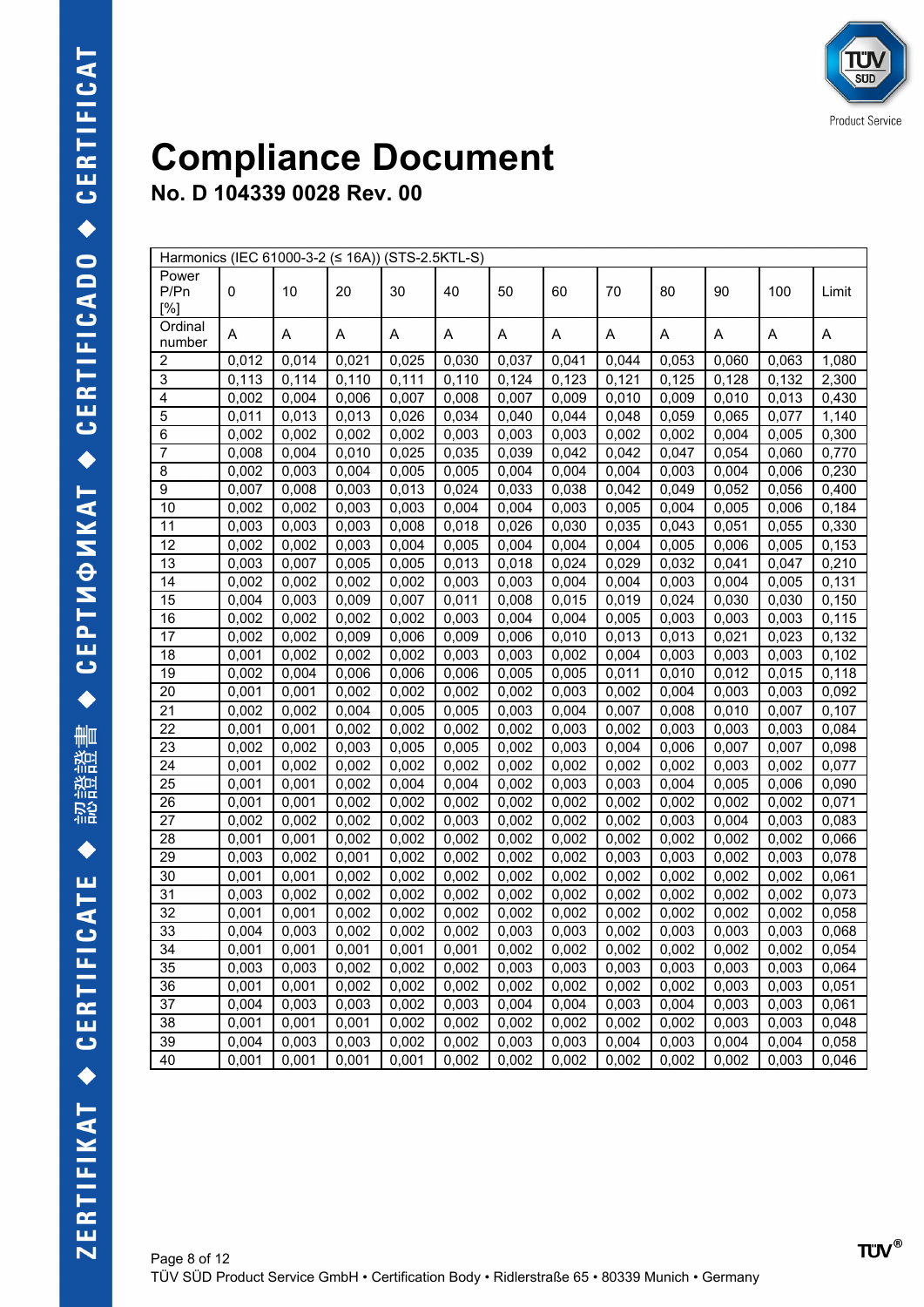# Compliance Document

## No. D 104339 0028 Rev. 00

| Harmonics (IEC 61000-3-2 (≤ 16A)) (STS-2.5KTL-S) | | | | | | | | | | | | |
|---|---|---|---|---|---|---|---|---|---|---|---|---|
| Power P/Pn [%] | 0 | 10 | 20 | 30 | 40 | 50 | 60 | 70 | 80 | 90 | 100 | Limit |
| Ordinal number | A | A | A | A | A | A | A | A | A | A | A | A |
| 2 | 0,012 | 0,014 | 0,021 | 0,025 | 0,030 | 0,037 | 0,041 | 0,044 | 0,053 | 0,060 | 0,063 | 1,080 |
| 3 | 0,113 | 0,114 | 0,110 | 0,111 | 0,110 | 0,124 | 0,123 | 0,121 | 0,125 | 0,128 | 0,132 | 2,300 |
| 4 | 0,002 | 0,004 | 0,006 | 0,007 | 0,008 | 0,007 | 0,009 | 0,010 | 0,009 | 0,010 | 0,013 | 0,430 |
| 5 | 0,011 | 0,013 | 0,013 | 0,026 | 0,034 | 0,040 | 0,044 | 0,048 | 0,059 | 0,065 | 0,077 | 1,140 |
| 6 | 0,002 | 0,002 | 0,002 | 0,002 | 0,003 | 0,003 | 0,003 | 0,002 | 0,002 | 0,004 | 0,005 | 0,300 |
| 7 | 0,008 | 0,004 | 0,010 | 0,025 | 0,035 | 0,039 | 0,042 | 0,042 | 0,047 | 0,054 | 0,060 | 0,770 |
| 8 | 0,002 | 0,003 | 0,004 | 0,005 | 0,005 | 0,004 | 0,004 | 0,004 | 0,003 | 0,004 | 0,006 | 0,230 |
| 9 | 0,007 | 0,008 | 0,003 | 0,013 | 0,024 | 0,033 | 0,038 | 0,042 | 0,049 | 0,052 | 0,056 | 0,400 |
| 10 | 0,002 | 0,002 | 0,003 | 0,003 | 0,004 | 0,004 | 0,003 | 0,005 | 0,004 | 0,005 | 0,006 | 0,184 |
| 11 | 0,003 | 0,003 | 0,003 | 0,008 | 0,018 | 0,026 | 0,030 | 0,035 | 0,043 | 0,051 | 0,055 | 0,330 |
| 12 | 0,002 | 0,002 | 0,003 | 0,004 | 0,005 | 0,004 | 0,004 | 0,004 | 0,005 | 0,006 | 0,005 | 0,153 |
| 13 | 0,003 | 0,007 | 0,005 | 0,005 | 0,013 | 0,018 | 0,024 | 0,029 | 0,032 | 0,041 | 0,047 | 0,210 |
| 14 | 0,002 | 0,002 | 0,002 | 0,002 | 0,003 | 0,003 | 0,004 | 0,004 | 0,003 | 0,004 | 0,005 | 0,131 |
| 15 | 0,004 | 0,003 | 0,009 | 0,007 | 0,011 | 0,008 | 0,015 | 0,019 | 0,024 | 0,030 | 0,030 | 0,150 |
| 16 | 0,002 | 0,002 | 0,002 | 0,002 | 0,003 | 0,004 | 0,004 | 0,005 | 0,003 | 0,003 | 0,003 | 0,115 |
| 17 | 0,002 | 0,002 | 0,009 | 0,006 | 0,009 | 0,006 | 0,010 | 0,013 | 0,013 | 0,021 | 0,023 | 0,132 |
| 18 | 0,001 | 0,002 | 0,002 | 0,002 | 0,003 | 0,003 | 0,002 | 0,004 | 0,003 | 0,003 | 0,003 | 0,102 |
| 19 | 0,002 | 0,004 | 0,006 | 0,006 | 0,006 | 0,005 | 0,005 | 0,011 | 0,010 | 0,012 | 0,015 | 0,118 |
| 20 | 0,001 | 0,001 | 0,002 | 0,002 | 0,002 | 0,002 | 0,003 | 0,002 | 0,004 | 0,003 | 0,003 | 0,092 |
| 21 | 0,002 | 0,002 | 0,004 | 0,005 | 0,005 | 0,003 | 0,004 | 0,007 | 0,008 | 0,010 | 0,007 | 0,107 |
| 22 | 0,001 | 0,001 | 0,002 | 0,002 | 0,002 | 0,002 | 0,003 | 0,002 | 0,003 | 0,003 | 0,003 | 0,084 |
| 23 | 0,002 | 0,002 | 0,003 | 0,005 | 0,005 | 0,002 | 0,003 | 0,004 | 0,006 | 0,007 | 0,007 | 0,098 |
| 24 | 0,001 | 0,002 | 0,002 | 0,002 | 0,002 | 0,002 | 0,002 | 0,002 | 0,002 | 0,003 | 0,002 | 0,077 |
| 25 | 0,001 | 0,001 | 0,002 | 0,004 | 0,004 | 0,002 | 0,003 | 0,003 | 0,004 | 0,005 | 0,006 | 0,090 |
| 26 | 0,001 | 0,001 | 0,002 | 0,002 | 0,002 | 0,002 | 0,002 | 0,002 | 0,002 | 0,002 | 0,002 | 0,071 |
| 27 | 0,002 | 0,002 | 0,002 | 0,002 | 0,003 | 0,002 | 0,002 | 0,002 | 0,003 | 0,004 | 0,003 | 0,083 |
| 28 | 0,001 | 0,001 | 0,002 | 0,002 | 0,002 | 0,002 | 0,002 | 0,002 | 0,002 | 0,002 | 0,002 | 0,066 |
| 29 | 0,003 | 0,002 | 0,001 | 0,002 | 0,002 | 0,002 | 0,002 | 0,003 | 0,003 | 0,002 | 0,003 | 0,078 |
| 30 | 0,001 | 0,001 | 0,002 | 0,002 | 0,002 | 0,002 | 0,002 | 0,002 | 0,002 | 0,002 | 0,002 | 0,061 |
| 31 | 0,003 | 0,002 | 0,002 | 0,002 | 0,002 | 0,002 | 0,002 | 0,002 | 0,002 | 0,002 | 0,002 | 0,073 |
| 32 | 0,001 | 0,001 | 0,002 | 0,002 | 0,002 | 0,002 | 0,002 | 0,002 | 0,002 | 0,002 | 0,002 | 0,058 |
| 33 | 0,004 | 0,003 | 0,002 | 0,002 | 0,002 | 0,003 | 0,003 | 0,002 | 0,003 | 0,003 | 0,003 | 0,068 |
| 34 | 0,001 | 0,001 | 0,001 | 0,001 | 0,001 | 0,002 | 0,002 | 0,002 | 0,002 | 0,002 | 0,002 | 0,054 |
| 35 | 0,003 | 0,003 | 0,002 | 0,002 | 0,002 | 0,003 | 0,003 | 0,003 | 0,003 | 0,003 | 0,003 | 0,064 |
| 36 | 0,001 | 0,001 | 0,002 | 0,002 | 0,002 | 0,002 | 0,002 | 0,002 | 0,002 | 0,003 | 0,003 | 0,051 |
| 37 | 0,004 | 0,003 | 0,003 | 0,002 | 0,003 | 0,004 | 0,004 | 0,003 | 0,004 | 0,003 | 0,003 | 0,061 |
| 38 | 0,001 | 0,001 | 0,001 | 0,002 | 0,002 | 0,002 | 0,002 | 0,002 | 0,002 | 0,003 | 0,003 | 0,048 |
| 39 | 0,004 | 0,003 | 0,003 | 0,002 | 0,002 | 0,003 | 0,003 | 0,004 | 0,003 | 0,004 | 0,004 | 0,058 |
| 40 | 0,001 | 0,001 | 0,001 | 0,001 | 0,002 | 0,002 | 0,002 | 0,002 | 0,002 | 0,002 | 0,003 | 0,046 |

TÜV SÜD Product Service GmbH • Certification Body • Ridlerstraße 65 • 80339 Munich • Germany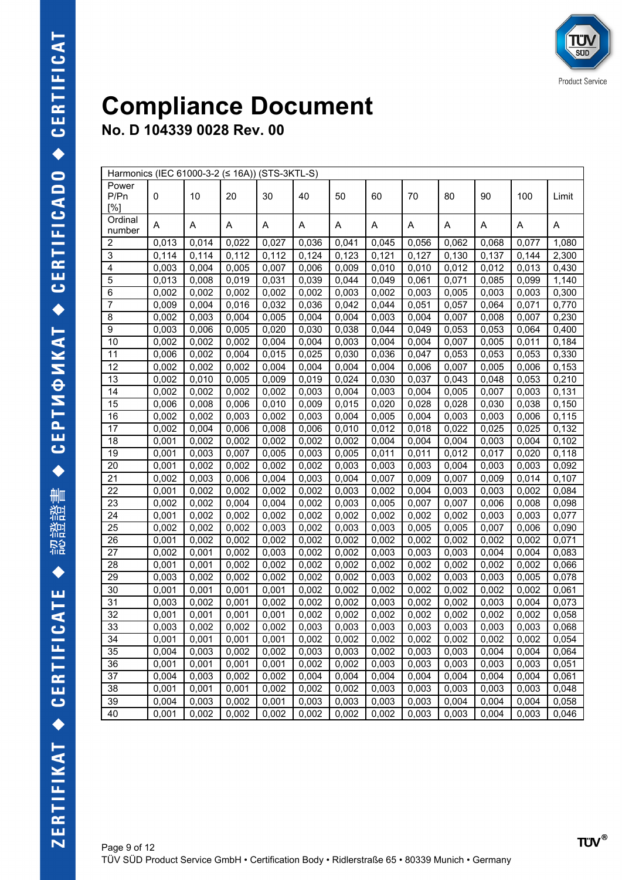# Compliance Document

## No. D 104339 0028 Rev. 00

| Harmonics (IEC 61000-3-2 (≤ 16A)) (STS-3KTL-S) | | | | | | | | | | | | |
|---|---|---|---|---|---|---|---|---|---|---|---|---|
| Power P/Pn [%] | 0 | 10 | 20 | 30 | 40 | 50 | 60 | 70 | 80 | 90 | 100 | Limit |
| Ordinal number | A | A | A | A | A | A | A | A | A | A | A | A |
| 2 | 0,013 | 0,014 | 0,022 | 0,027 | 0,036 | 0,041 | 0,045 | 0,056 | 0,062 | 0,068 | 0,077 | 1,080 |
| 3 | 0,114 | 0,114 | 0,112 | 0,112 | 0,124 | 0,123 | 0,121 | 0,127 | 0,130 | 0,137 | 0,144 | 2,300 |
| 4 | 0,003 | 0,004 | 0,005 | 0,007 | 0,006 | 0,009 | 0,010 | 0,010 | 0,012 | 0,012 | 0,013 | 0,430 |
| 5 | 0,013 | 0,008 | 0,019 | 0,031 | 0,039 | 0,044 | 0,049 | 0,061 | 0,071 | 0,085 | 0,099 | 1,140 |
| 6 | 0,002 | 0,002 | 0,002 | 0,002 | 0,002 | 0,003 | 0,002 | 0,003 | 0,005 | 0,003 | 0,003 | 0,300 |
| 7 | 0,009 | 0,004 | 0,016 | 0,032 | 0,036 | 0,042 | 0,044 | 0,051 | 0,057 | 0,064 | 0,071 | 0,770 |
| 8 | 0,002 | 0,003 | 0,004 | 0,005 | 0,004 | 0,004 | 0,003 | 0,004 | 0,007 | 0,008 | 0,007 | 0,230 |
| 9 | 0,003 | 0,006 | 0,005 | 0,020 | 0,030 | 0,038 | 0,044 | 0,049 | 0,053 | 0,053 | 0,064 | 0,400 |
| 10 | 0,002 | 0,002 | 0,002 | 0,004 | 0,004 | 0,003 | 0,004 | 0,004 | 0,007 | 0,005 | 0,011 | 0,184 |
| 11 | 0,006 | 0,002 | 0,004 | 0,015 | 0,025 | 0,030 | 0,036 | 0,047 | 0,053 | 0,053 | 0,053 | 0,330 |
| 12 | 0,002 | 0,002 | 0,002 | 0,004 | 0,004 | 0,004 | 0,004 | 0,006 | 0,007 | 0,005 | 0,006 | 0,153 |
| 13 | 0,002 | 0,010 | 0,005 | 0,009 | 0,019 | 0,024 | 0,030 | 0,037 | 0,043 | 0,048 | 0,053 | 0,210 |
| 14 | 0,002 | 0,002 | 0,002 | 0,002 | 0,003 | 0,004 | 0,003 | 0,004 | 0,005 | 0,007 | 0,003 | 0,131 |
| 15 | 0,006 | 0,008 | 0,006 | 0,010 | 0,009 | 0,015 | 0,020 | 0,028 | 0,028 | 0,030 | 0,038 | 0,150 |
| 16 | 0,002 | 0,002 | 0,003 | 0,002 | 0,003 | 0,004 | 0,005 | 0,004 | 0,003 | 0,003 | 0,006 | 0,115 |
| 17 | 0,002 | 0,004 | 0,006 | 0,008 | 0,006 | 0,010 | 0,012 | 0,018 | 0,022 | 0,025 | 0,025 | 0,132 |
| 18 | 0,001 | 0,002 | 0,002 | 0,002 | 0,002 | 0,002 | 0,004 | 0,004 | 0,004 | 0,003 | 0,004 | 0,102 |
| 19 | 0,001 | 0,003 | 0,007 | 0,005 | 0,003 | 0,005 | 0,011 | 0,011 | 0,012 | 0,017 | 0,020 | 0,118 |
| 20 | 0,001 | 0,002 | 0,002 | 0,002 | 0,002 | 0,003 | 0,003 | 0,003 | 0,004 | 0,003 | 0,003 | 0,092 |
| 21 | 0,002 | 0,003 | 0,006 | 0,004 | 0,003 | 0,004 | 0,007 | 0,009 | 0,007 | 0,009 | 0,014 | 0,107 |
| 22 | 0,001 | 0,002 | 0,002 | 0,002 | 0,002 | 0,003 | 0,002 | 0,004 | 0,003 | 0,003 | 0,002 | 0,084 |
| 23 | 0,002 | 0,002 | 0,004 | 0,004 | 0,002 | 0,003 | 0,005 | 0,007 | 0,007 | 0,006 | 0,008 | 0,098 |
| 24 | 0,001 | 0,002 | 0,002 | 0,002 | 0,002 | 0,002 | 0,002 | 0,002 | 0,002 | 0,003 | 0,003 | 0,077 |
| 25 | 0,002 | 0,002 | 0,002 | 0,003 | 0,002 | 0,003 | 0,003 | 0,005 | 0,005 | 0,007 | 0,006 | 0,090 |
| 26 | 0,001 | 0,002 | 0,002 | 0,002 | 0,002 | 0,002 | 0,002 | 0,002 | 0,002 | 0,002 | 0,002 | 0,071 |
| 27 | 0,002 | 0,001 | 0,002 | 0,003 | 0,002 | 0,002 | 0,003 | 0,003 | 0,003 | 0,004 | 0,004 | 0,083 |
| 28 | 0,001 | 0,001 | 0,002 | 0,002 | 0,002 | 0,002 | 0,002 | 0,002 | 0,002 | 0,002 | 0,002 | 0,066 |
| 29 | 0,003 | 0,002 | 0,002 | 0,002 | 0,002 | 0,002 | 0,003 | 0,002 | 0,003 | 0,003 | 0,005 | 0,078 |
| 30 | 0,001 | 0,001 | 0,001 | 0,001 | 0,002 | 0,002 | 0,002 | 0,002 | 0,002 | 0,002 | 0,002 | 0,061 |
| 31 | 0,003 | 0,002 | 0,001 | 0,002 | 0,002 | 0,002 | 0,003 | 0,002 | 0,002 | 0,003 | 0,004 | 0,073 |
| 32 | 0,001 | 0,001 | 0,001 | 0,001 | 0,002 | 0,002 | 0,002 | 0,002 | 0,002 | 0,002 | 0,002 | 0,058 |
| 33 | 0,003 | 0,002 | 0,002 | 0,002 | 0,003 | 0,003 | 0,003 | 0,003 | 0,003 | 0,003 | 0,003 | 0,068 |
| 34 | 0,001 | 0,001 | 0,001 | 0,001 | 0,002 | 0,002 | 0,002 | 0,002 | 0,002 | 0,002 | 0,002 | 0,054 |
| 35 | 0,004 | 0,003 | 0,002 | 0,002 | 0,003 | 0,003 | 0,002 | 0,003 | 0,003 | 0,004 | 0,004 | 0,064 |
| 36 | 0,001 | 0,001 | 0,001 | 0,001 | 0,002 | 0,002 | 0,003 | 0,003 | 0,003 | 0,003 | 0,003 | 0,051 |
| 37 | 0,004 | 0,003 | 0,002 | 0,002 | 0,004 | 0,004 | 0,004 | 0,004 | 0,004 | 0,004 | 0,004 | 0,061 |
| 38 | 0,001 | 0,001 | 0,001 | 0,002 | 0,002 | 0,002 | 0,003 | 0,003 | 0,003 | 0,003 | 0,003 | 0,048 |
| 39 | 0,004 | 0,003 | 0,002 | 0,001 | 0,003 | 0,003 | 0,003 | 0,003 | 0,004 | 0,004 | 0,004 | 0,058 |
| 40 | 0,001 | 0,002 | 0,002 | 0,002 | 0,002 | 0,002 | 0,002 | 0,003 | 0,003 | 0,004 | 0,003 | 0,046 |

TÜV SÜD Product Service GmbH • Certification Body • Ridlerstraße 65 • 80339 Munich • Germany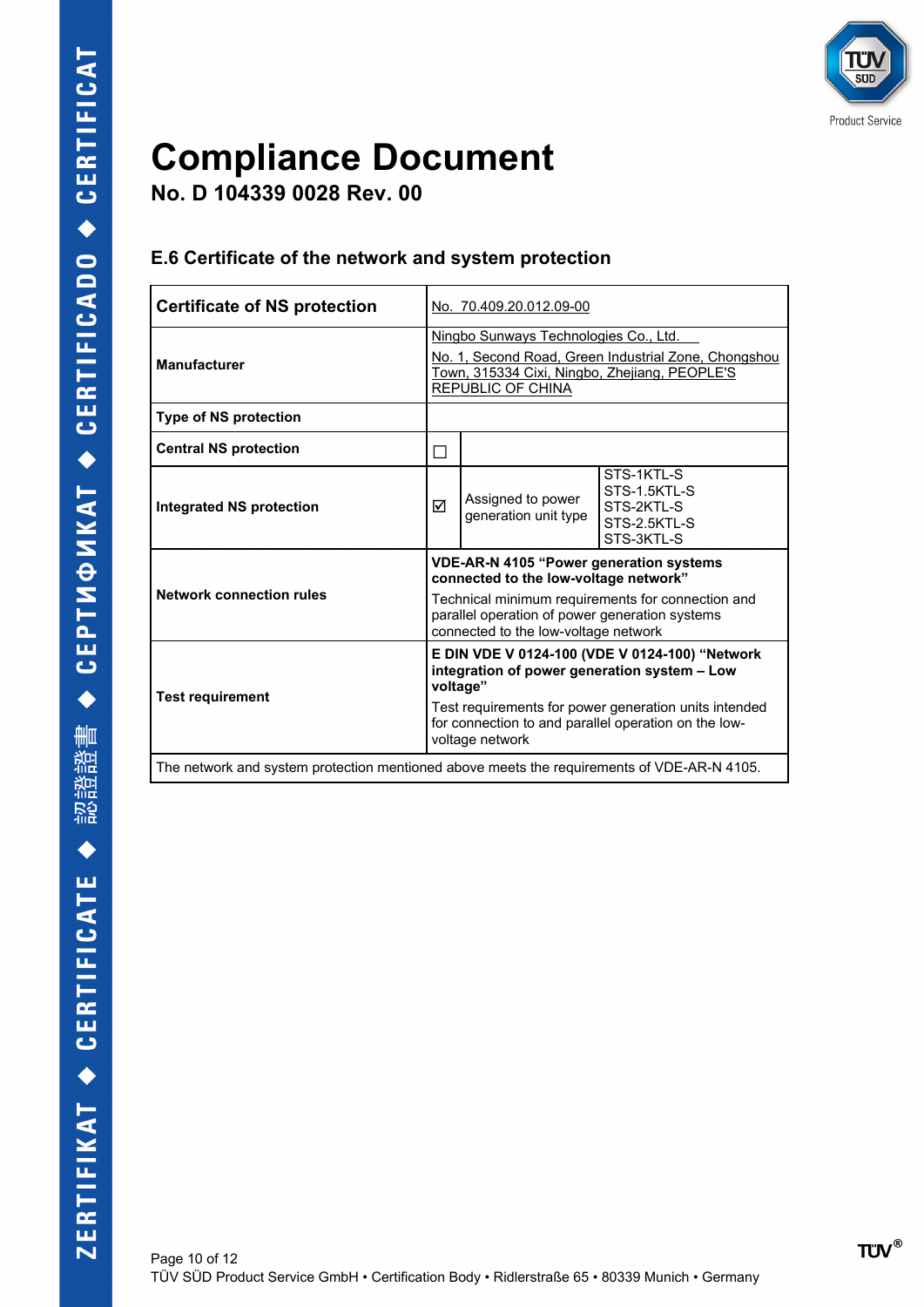# Compliance Document

**No. D 104339 0028 Rev. 00**

## E.6 Certificate of the network and system protection

| **Certificate of NS protection** | No. 70.409.20.012.09-00 | | |
|---|---|---|---|
| **Manufacturer** | Ningbo Sunways Technologies Co., Ltd.<br>No. 1, Second Road, Green Industrial Zone, Chongshou Town, 315334 Cixi, Ningbo, Zhejiang, PEOPLE'S REPUBLIC OF CHINA | | |
| **Type of NS protection** | | | |
| **Central NS protection** | ☐ | | |
| **Integrated NS protection** | ☑ | Assigned to power generation unit type | STS-1KTL-S<br>STS-1.5KTL-S<br>STS-2KTL-S<br>STS-2.5KTL-S<br>STS-3KTL-S |
| **Network connection rules** | **VDE-AR-N 4105 “Power generation systems connected to the low-voltage network”**<br>Technical minimum requirements for connection and parallel operation of power generation systems connected to the low-voltage network | | |
| **Test requirement** | **E DIN VDE V 0124-100 (VDE V 0124-100) “Network integration of power generation system – Low voltage”**<br>Test requirements for power generation units intended for connection to and parallel operation on the low-voltage network | | |
| The network and system protection mentioned above meets the requirements of VDE-AR-N 4105. | | | |

TÜV SÜD Product Service GmbH • Certification Body • Ridlerstraße 65 • 80339 Munich • Germany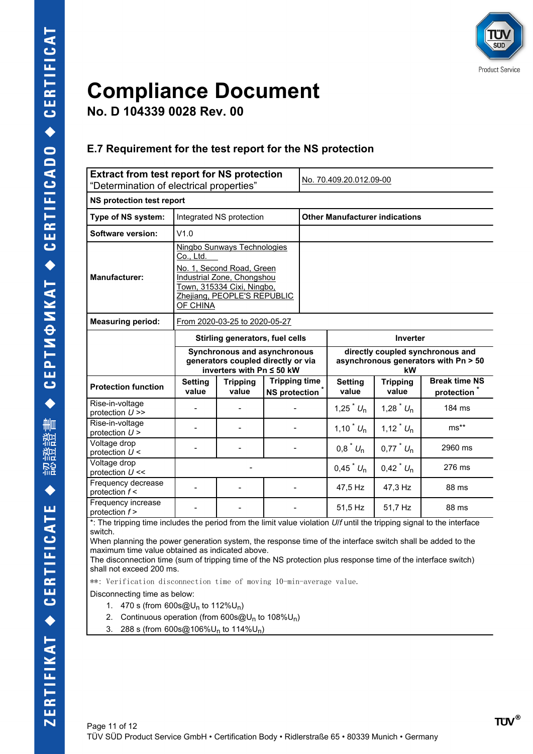# Compliance Document

**No. D 104339 0028 Rev. 00**

## E.7 Requirement for the test report for the NS protection

| **Extract from test report for NS protection** "Determination of electrical properties" | | No. 70.409.20.012.09-00 | | | |
|---|---|---|---|---|---|
| **NS protection test report** | | | | | |
| **Type of NS system:** | Integrated NS protection | **Other Manufacturer indications** | | | |
| **Software version:** | V1.0 | | | | |
| **Manufacturer:** | Ningbo Sunways Technologies Co., Ltd. No. 1, Second Road, Green Industrial Zone, Chongshou Town, 315334 Cixi, Ningbo, Zhejiang, PEOPLE'S REPUBLIC OF CHINA | | | | |
| **Measuring period:** | From 2020-03-25 to 2020-05-27 | | | | |

| | **Stirling generators, fuel cells** | | | **Inverter** | | |
|---|---|---|---|---|---|---|
| | **Synchronous and asynchronous generators coupled directly or via inverters with Pn ≤ 50 kW** | | | **directly coupled synchronous and asynchronous generators with Pn > 50 kW** | | |
| **Protection function** | **Setting value** | **Tripping value** | **Tripping time NS protection** * | **Setting value** | **Tripping value** | **Break time NS protection** * |
| Rise-in-voltage protection $U$ >> | - | - | - | 1,25 * $U_n$ | 1,28 * $U_n$ | 184 ms |
| Rise-in-voltage protection $U$ > | - | - | - | 1,10 * $U_n$ | 1,12 * $U_n$ | ms** |
| Voltage drop protection $U$ < | - | - | - | 0,8 * $U_n$ | 0,77 * $U_n$ | 2960 ms |
| Voltage drop protection $U$ << | - | | | 0,45 * $U_n$ | 0,42 * $U_n$ | 276 ms |
| Frequency decrease protection $f$ < | - | - | - | 47,5 Hz | 47,3 Hz | 88 ms |
| Frequency increase protection $f$ > | - | - | - | 51,5 Hz | 51,7 Hz | 88 ms |

*: The tripping time includes the period from the limit value violation *U*/*f* until the tripping signal to the interface switch.
When planning the power generation system, the response time of the interface switch shall be added to the maximum time value obtained as indicated above.
The disconnection time (sum of tripping time of the NS protection plus response time of the interface switch) shall not exceed 200 ms.

**: Verification disconnection time of moving 10-min-average value.

Disconnecting time as below:

1. 470 s (from 600s@$U_n$ to 112%$U_n$)
2. Continuous operation (from 600s@$U_n$ to 108%$U_n$)
3. 288 s (from 600s@106%$U_n$ to 114%$U_n$)

TÜV SÜD Product Service GmbH • Certification Body • Ridlerstraße 65 • 80339 Munich • Germany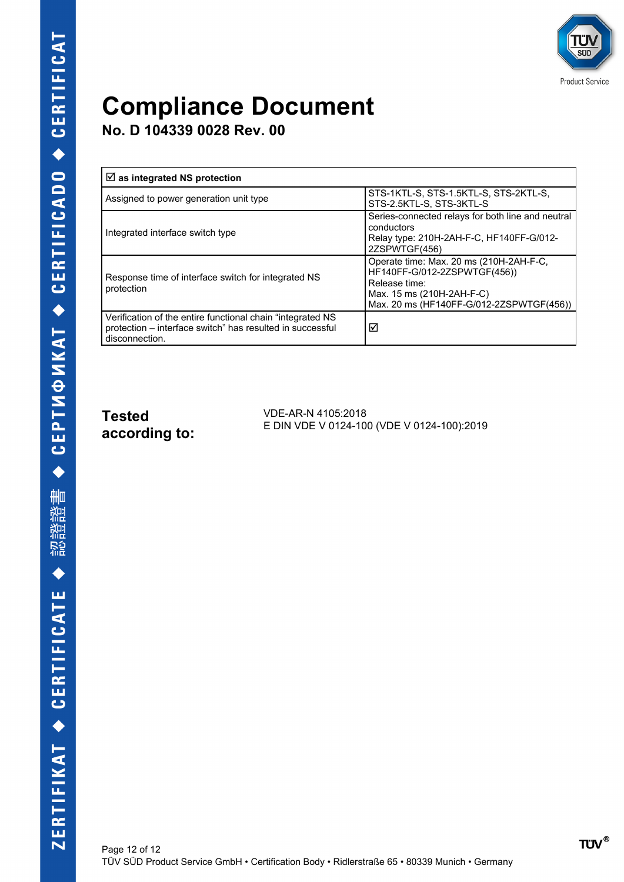# Compliance Document

## No. D 104339 0028 Rev. 00

| ☑ **as integrated NS protection** | |
|---|---|
| Assigned to power generation unit type | STS-1KTL-S, STS-1.5KTL-S, STS-2KTL-S, STS-2.5KTL-S, STS-3KTL-S |
| Integrated interface switch type | Series-connected relays for both line and neutral conductors<br>Relay type: 210H-2AH-F-C, HF140FF-G/012-2ZSPWTGF(456) |
| Response time of interface switch for integrated NS protection | Operate time: Max. 20 ms (210H-2AH-F-C, HF140FF-G/012-2ZSPWTGF(456))<br>Release time:<br>Max. 15 ms (210H-2AH-F-C)<br>Max. 20 ms (HF140FF-G/012-2ZSPWTGF(456)) |
| Verification of the entire functional chain “integrated NS protection – interface switch” has resulted in successful disconnection. | ☑ |

**Tested according to:**

VDE-AR-N 4105:2018
E DIN VDE V 0124-100 (VDE V 0124-100):2019

TÜV SÜD Product Service GmbH • Certification Body • Ridlerstraße 65 • 80339 Munich • Germany